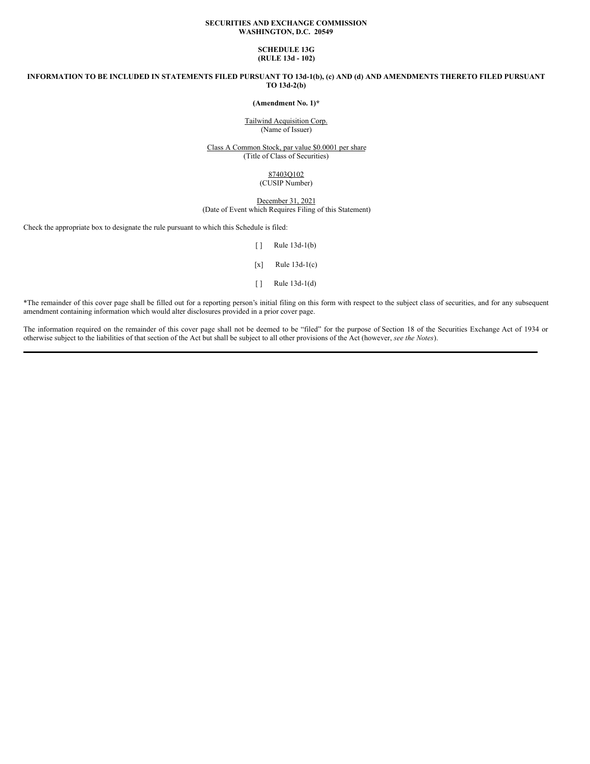**SECURITIES AND EXCHANGE COMMISSION**
**WASHINGTON, D.C. 20549**

**SCHEDULE 13G**
**(RULE 13d - 102)**

**INFORMATION TO BE INCLUDED IN STATEMENTS FILED PURSUANT TO 13d-1(b), (c) AND (d) AND AMENDMENTS THERETO FILED PURSUANT TO 13d-2(b)**

**(Amendment No. 1)***

Tailwind Acquisition Corp.
(Name of Issuer)

Class A Common Stock, par value $0.0001 per share
(Title of Class of Securities)

87403Q102
(CUSIP Number)

December 31, 2021
(Date of Event which Requires Filing of this Statement)

Check the appropriate box to designate the rule pursuant to which this Schedule is filed:

[ ] Rule 13d-1(b)

[x] Rule 13d-1(c)

[ ] Rule 13d-1(d)

*The remainder of this cover page shall be filled out for a reporting person's initial filing on this form with respect to the subject class of securities, and for any subsequent amendment containing information which would alter disclosures provided in a prior cover page.

The information required on the remainder of this cover page shall not be deemed to be "filed" for the purpose of Section 18 of the Securities Exchange Act of 1934 or otherwise subject to the liabilities of that section of the Act but shall be subject to all other provisions of the Act (however, *see the Notes*).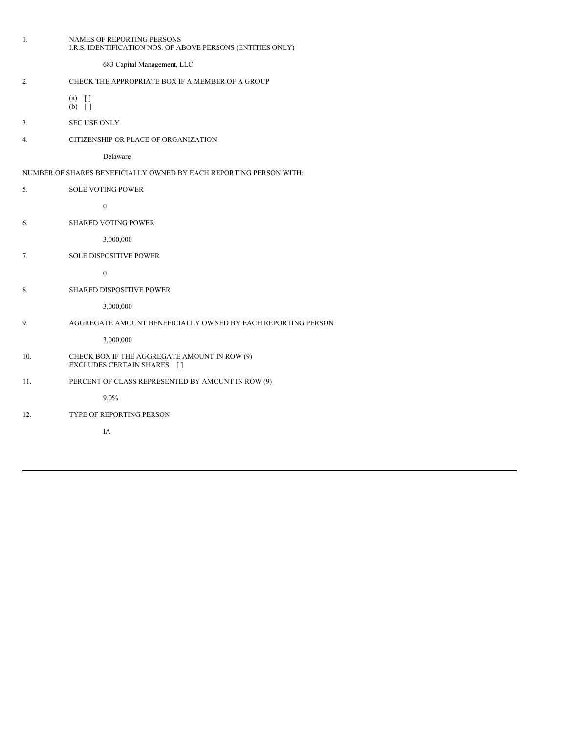1. NAMES OF REPORTING PERSONS
I.R.S. IDENTIFICATION NOS. OF ABOVE PERSONS (ENTITIES ONLY)

683 Capital Management, LLC

2. CHECK THE APPROPRIATE BOX IF A MEMBER OF A GROUP

(a) [ ]
(b) [ ]

3. SEC USE ONLY

4. CITIZENSHIP OR PLACE OF ORGANIZATION

Delaware

NUMBER OF SHARES BENEFICIALLY OWNED BY EACH REPORTING PERSON WITH:

5. SOLE VOTING POWER

0

6. SHARED VOTING POWER

3,000,000

7. SOLE DISPOSITIVE POWER

0

8. SHARED DISPOSITIVE POWER

3,000,000

9. AGGREGATE AMOUNT BENEFICIALLY OWNED BY EACH REPORTING PERSON

3,000,000

10. CHECK BOX IF THE AGGREGATE AMOUNT IN ROW (9) EXCLUDES CERTAIN SHARES [ ]

11. PERCENT OF CLASS REPRESENTED BY AMOUNT IN ROW (9)

9.0%

12. TYPE OF REPORTING PERSON

IA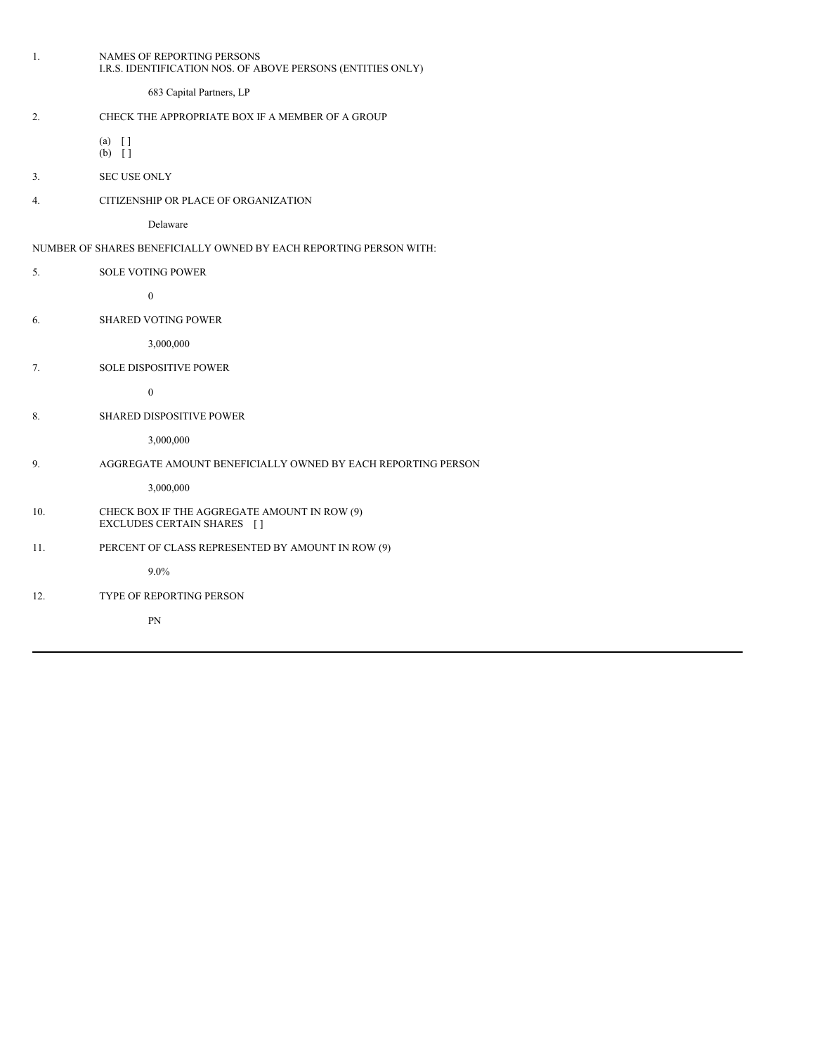1. NAMES OF REPORTING PERSONS
   I.R.S. IDENTIFICATION NOS. OF ABOVE PERSONS (ENTITIES ONLY)

   683 Capital Partners, LP

2. CHECK THE APPROPRIATE BOX IF A MEMBER OF A GROUP

   (a) [ ]
   (b) [ ]

3. SEC USE ONLY

4. CITIZENSHIP OR PLACE OF ORGANIZATION

   Delaware

NUMBER OF SHARES BENEFICIALLY OWNED BY EACH REPORTING PERSON WITH:

5. SOLE VOTING POWER

   0

6. SHARED VOTING POWER

   3,000,000

7. SOLE DISPOSITIVE POWER

   0

8. SHARED DISPOSITIVE POWER

   3,000,000

9. AGGREGATE AMOUNT BENEFICIALLY OWNED BY EACH REPORTING PERSON

   3,000,000

10. CHECK BOX IF THE AGGREGATE AMOUNT IN ROW (9)
    EXCLUDES CERTAIN SHARES [ ]

11. PERCENT OF CLASS REPRESENTED BY AMOUNT IN ROW (9)

    9.0%

12. TYPE OF REPORTING PERSON

    PN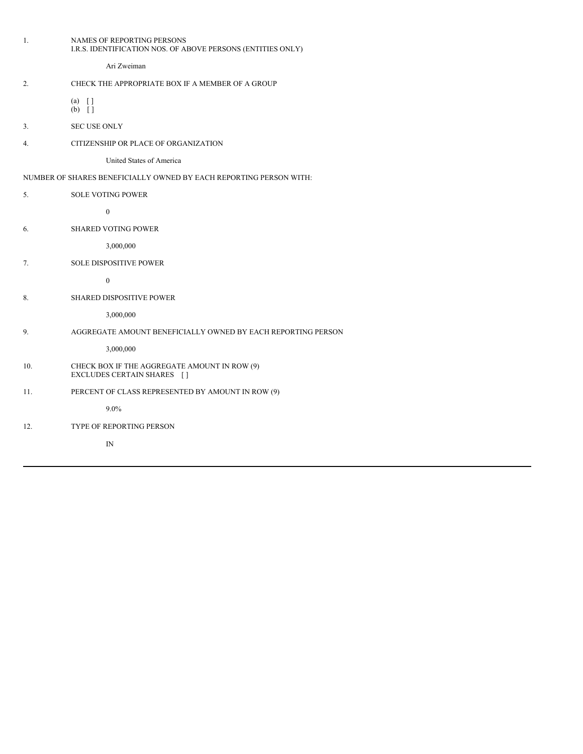1. NAMES OF REPORTING PERSONS
I.R.S. IDENTIFICATION NOS. OF ABOVE PERSONS (ENTITIES ONLY)

Ari Zweiman

2. CHECK THE APPROPRIATE BOX IF A MEMBER OF A GROUP

(a) [ ]
(b) [ ]

3. SEC USE ONLY

4. CITIZENSHIP OR PLACE OF ORGANIZATION

United States of America

NUMBER OF SHARES BENEFICIALLY OWNED BY EACH REPORTING PERSON WITH:

5. SOLE VOTING POWER

0

6. SHARED VOTING POWER

3,000,000

7. SOLE DISPOSITIVE POWER

0

8. SHARED DISPOSITIVE POWER

3,000,000

9. AGGREGATE AMOUNT BENEFICIALLY OWNED BY EACH REPORTING PERSON

3,000,000

10. CHECK BOX IF THE AGGREGATE AMOUNT IN ROW (9)
EXCLUDES CERTAIN SHARES [ ]

11. PERCENT OF CLASS REPRESENTED BY AMOUNT IN ROW (9)

9.0%

12. TYPE OF REPORTING PERSON

IN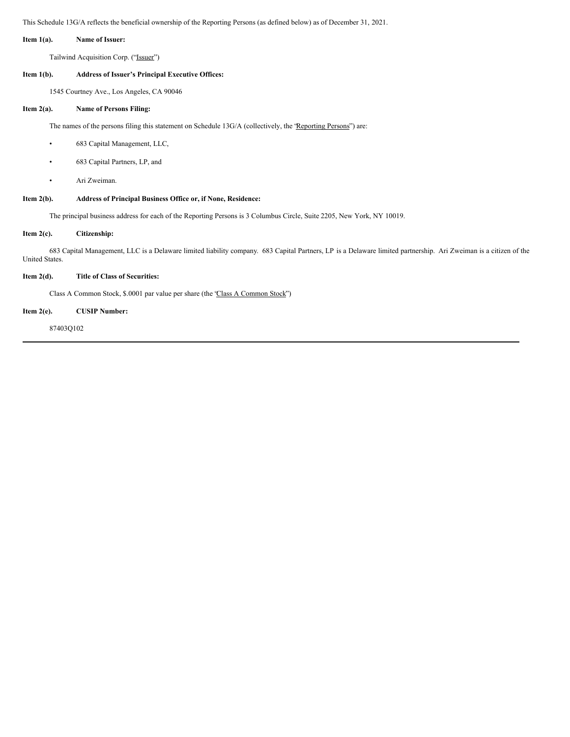This Schedule 13G/A reflects the beneficial ownership of the Reporting Persons (as defined below) as of December 31, 2021.

**Item 1(a).** **Name of Issuer:**

Tailwind Acquisition Corp. ("Issuer")

**Item 1(b).** **Address of Issuer's Principal Executive Offices:**

1545 Courtney Ave., Los Angeles, CA 90046

**Item 2(a).** **Name of Persons Filing:**

The names of the persons filing this statement on Schedule 13G/A (collectively, the "Reporting Persons") are:

- 683 Capital Management, LLC,
- 683 Capital Partners, LP, and
- Ari Zweiman.

**Item 2(b).** **Address of Principal Business Office or, if None, Residence:**

The principal business address for each of the Reporting Persons is 3 Columbus Circle, Suite 2205, New York, NY 10019.

**Item 2(c).** **Citizenship:**

683 Capital Management, LLC is a Delaware limited liability company. 683 Capital Partners, LP is a Delaware limited partnership. Ari Zweiman is a citizen of the United States.

**Item 2(d).** **Title of Class of Securities:**

Class A Common Stock, $.0001 par value per share (the "Class A Common Stock")

**Item 2(e).** **CUSIP Number:**

87403Q102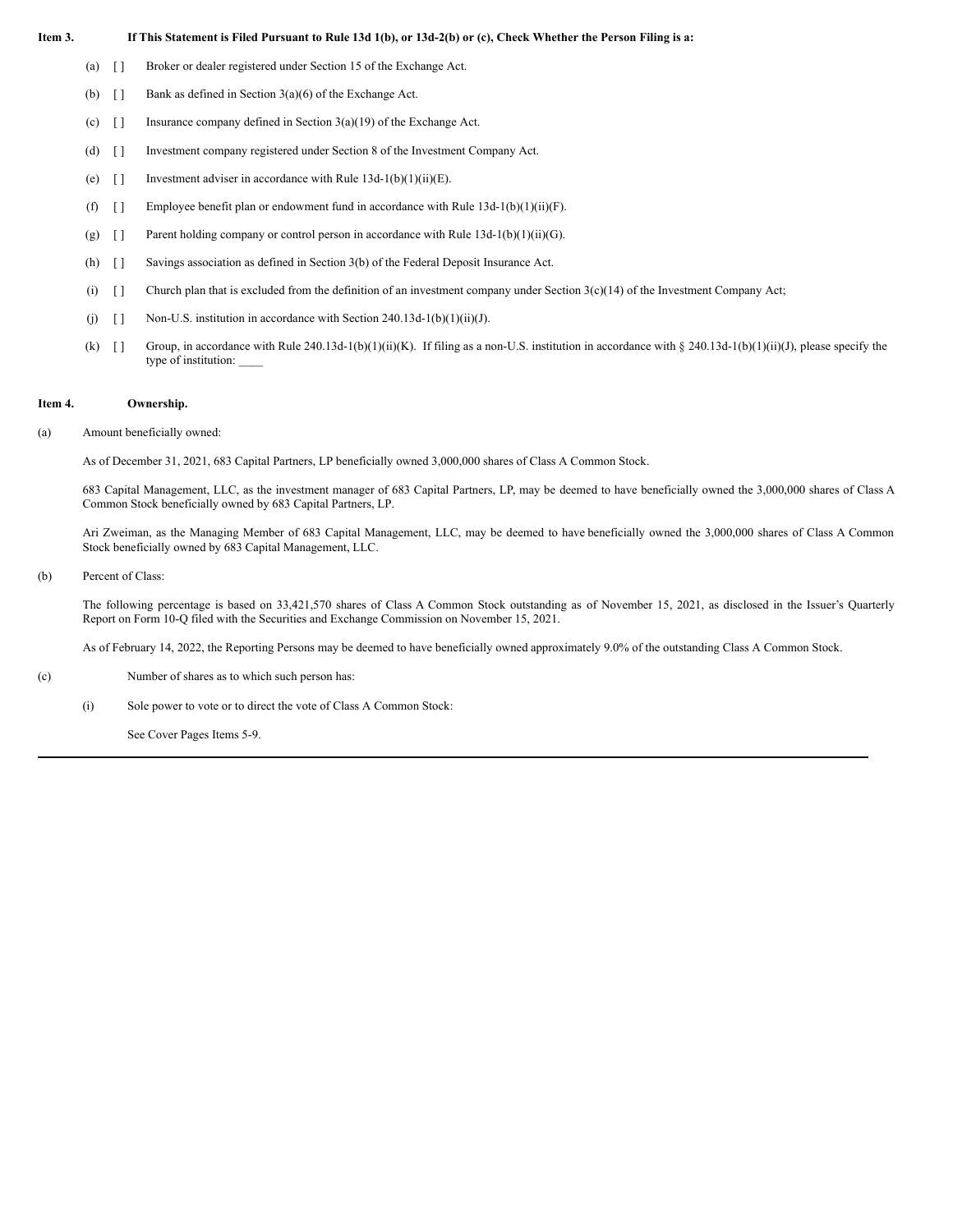**Item 3. If This Statement is Filed Pursuant to Rule 13d 1(b), or 13d-2(b) or (c), Check Whether the Person Filing is a:**

(a) [ ] Broker or dealer registered under Section 15 of the Exchange Act.

(b) [ ] Bank as defined in Section 3(a)(6) of the Exchange Act.

(c) [ ] Insurance company defined in Section 3(a)(19) of the Exchange Act.

(d) [ ] Investment company registered under Section 8 of the Investment Company Act.

(e) [ ] Investment adviser in accordance with Rule 13d-1(b)(1)(ii)(E).

(f) [ ] Employee benefit plan or endowment fund in accordance with Rule 13d-1(b)(1)(ii)(F).

(g) [ ] Parent holding company or control person in accordance with Rule 13d-1(b)(1)(ii)(G).

(h) [ ] Savings association as defined in Section 3(b) of the Federal Deposit Insurance Act.

(i) [ ] Church plan that is excluded from the definition of an investment company under Section 3(c)(14) of the Investment Company Act;

(j) [ ] Non-U.S. institution in accordance with Section 240.13d-1(b)(1)(ii)(J).

(k) [ ] Group, in accordance with Rule 240.13d-1(b)(1)(ii)(K). If filing as a non-U.S. institution in accordance with § 240.13d-1(b)(1)(ii)(J), please specify the type of institution: ____

**Item 4. Ownership.**

(a) Amount beneficially owned:

As of December 31, 2021, 683 Capital Partners, LP beneficially owned 3,000,000 shares of Class A Common Stock.

683 Capital Management, LLC, as the investment manager of 683 Capital Partners, LP, may be deemed to have beneficially owned the 3,000,000 shares of Class A Common Stock beneficially owned by 683 Capital Partners, LP.

Ari Zweiman, as the Managing Member of 683 Capital Management, LLC, may be deemed to have beneficially owned the 3,000,000 shares of Class A Common Stock beneficially owned by 683 Capital Management, LLC.

(b) Percent of Class:

The following percentage is based on 33,421,570 shares of Class A Common Stock outstanding as of November 15, 2021, as disclosed in the Issuer's Quarterly Report on Form 10-Q filed with the Securities and Exchange Commission on November 15, 2021.

As of February 14, 2022, the Reporting Persons may be deemed to have beneficially owned approximately 9.0% of the outstanding Class A Common Stock.

(c) Number of shares as to which such person has:

(i) Sole power to vote or to direct the vote of Class A Common Stock:

See Cover Pages Items 5-9.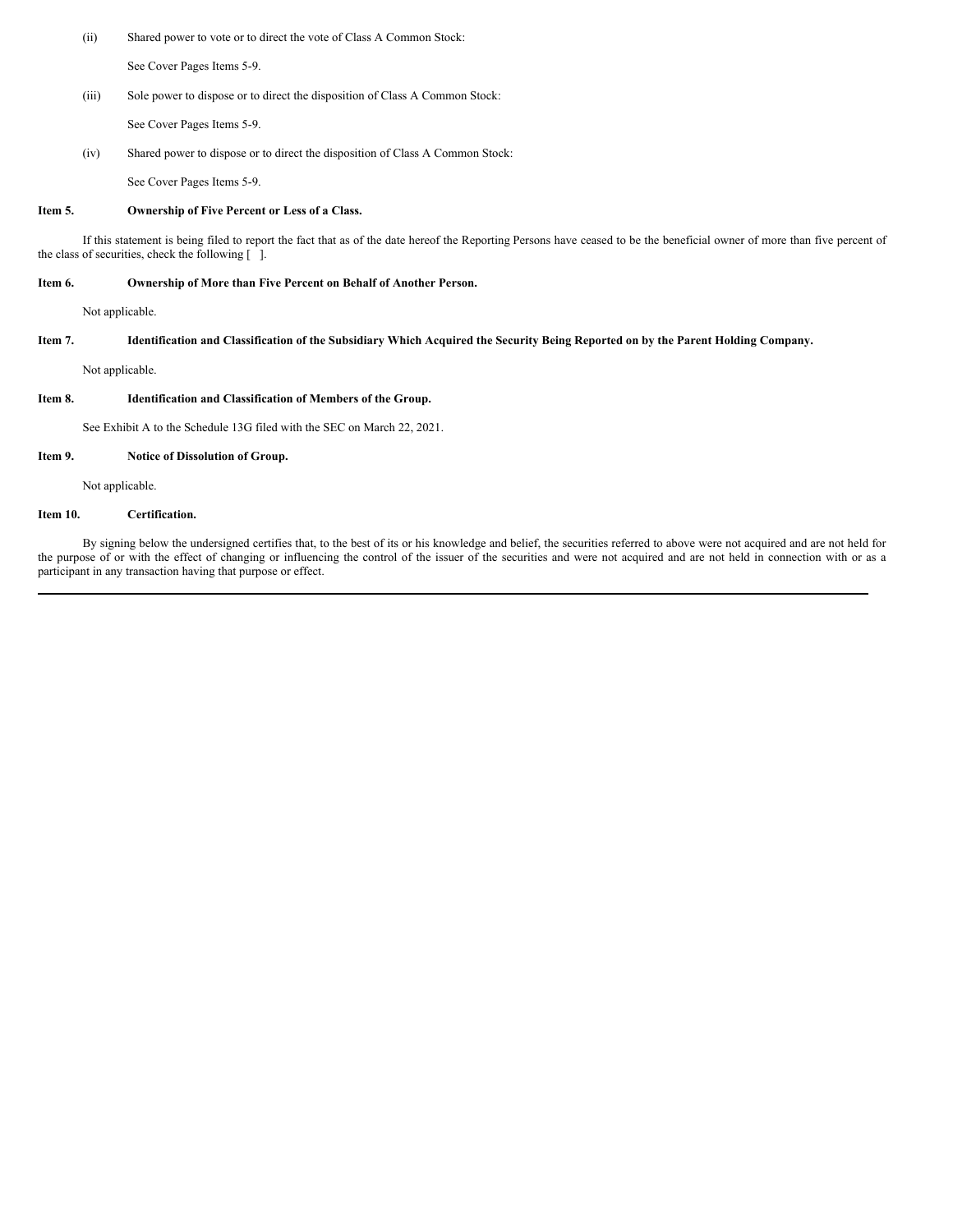(ii) Shared power to vote or to direct the vote of Class A Common Stock:

See Cover Pages Items 5-9.

(iii) Sole power to dispose or to direct the disposition of Class A Common Stock:

See Cover Pages Items 5-9.

(iv) Shared power to dispose or to direct the disposition of Class A Common Stock:

See Cover Pages Items 5-9.

**Item 5. Ownership of Five Percent or Less of a Class.**

If this statement is being filed to report the fact that as of the date hereof the Reporting Persons have ceased to be the beneficial owner of more than five percent of the class of securities, check the following [ ].

**Item 6. Ownership of More than Five Percent on Behalf of Another Person.**

Not applicable.

**Item 7. Identification and Classification of the Subsidiary Which Acquired the Security Being Reported on by the Parent Holding Company.**

Not applicable.

**Item 8. Identification and Classification of Members of the Group.**

See Exhibit A to the Schedule 13G filed with the SEC on March 22, 2021.

**Item 9. Notice of Dissolution of Group.**

Not applicable.

**Item 10. Certification.**

By signing below the undersigned certifies that, to the best of its or his knowledge and belief, the securities referred to above were not acquired and are not held for the purpose of or with the effect of changing or influencing the control of the issuer of the securities and were not acquired and are not held in connection with or as a participant in any transaction having that purpose or effect.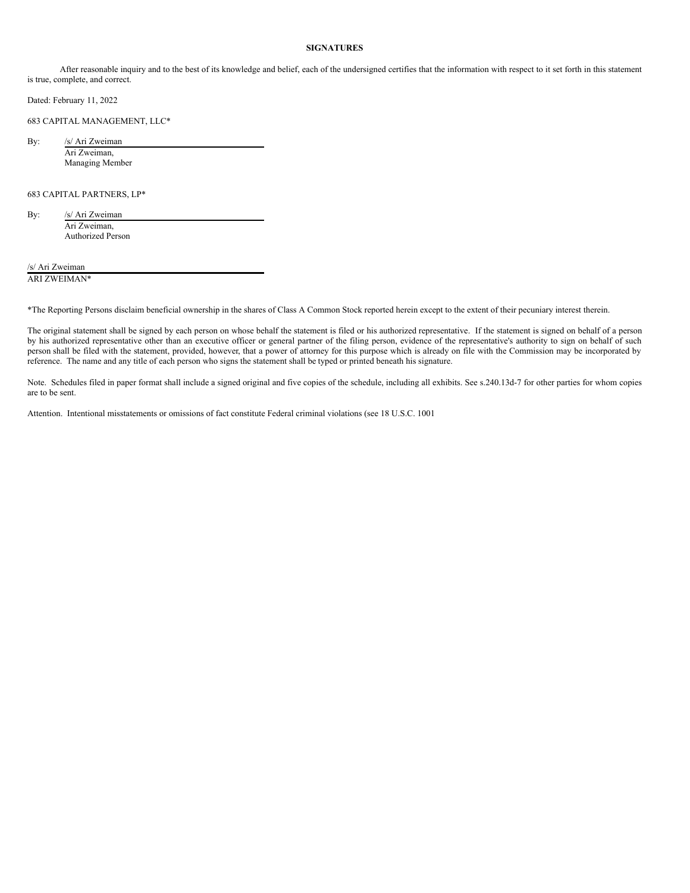**SIGNATURES**

After reasonable inquiry and to the best of its knowledge and belief, each of the undersigned certifies that the information with respect to it set forth in this statement is true, complete, and correct.

Dated: February 11, 2022

683 CAPITAL MANAGEMENT, LLC*

By: /s/ Ari Zweiman
Ari Zweiman,
Managing Member

683 CAPITAL PARTNERS, LP*

By: /s/ Ari Zweiman
Ari Zweiman,
Authorized Person

/s/ Ari Zweiman
ARI ZWEIMAN*

*The Reporting Persons disclaim beneficial ownership in the shares of Class A Common Stock reported herein except to the extent of their pecuniary interest therein.

The original statement shall be signed by each person on whose behalf the statement is filed or his authorized representative. If the statement is signed on behalf of a person by his authorized representative other than an executive officer or general partner of the filing person, evidence of the representative's authority to sign on behalf of such person shall be filed with the statement, provided, however, that a power of attorney for this purpose which is already on file with the Commission may be incorporated by reference. The name and any title of each person who signs the statement shall be typed or printed beneath his signature.

Note. Schedules filed in paper format shall include a signed original and five copies of the schedule, including all exhibits. See s.240.13d-7 for other parties for whom copies are to be sent.

Attention. Intentional misstatements or omissions of fact constitute Federal criminal violations (see 18 U.S.C. 1001